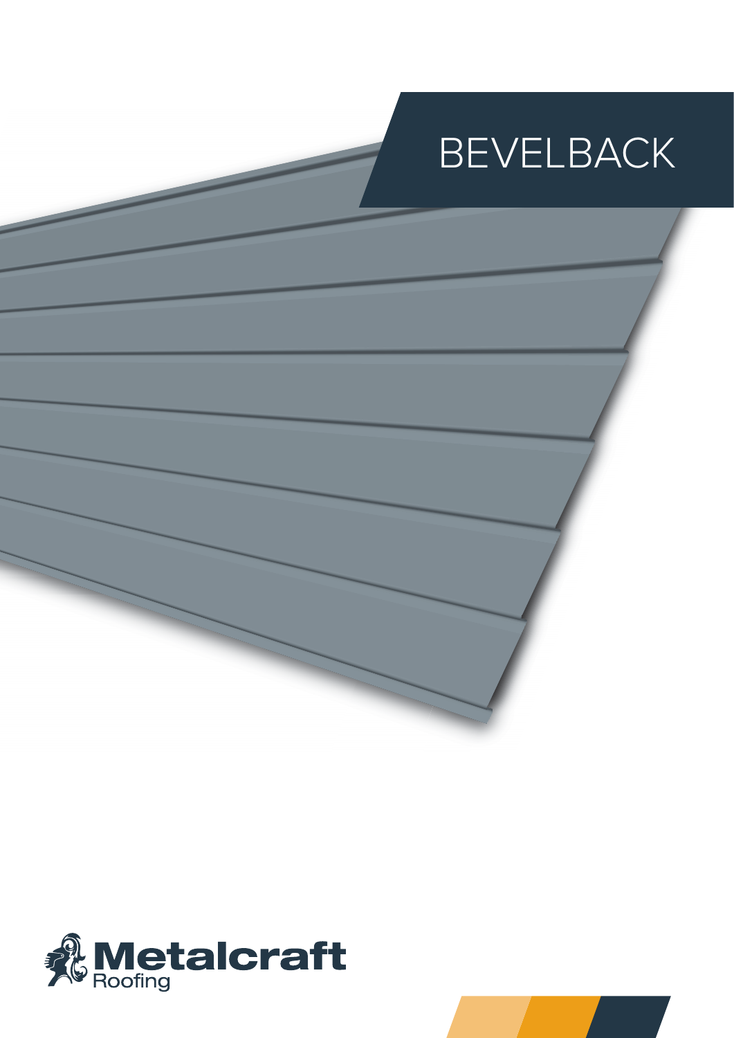# BEVELBACK

Metalcraft Roofing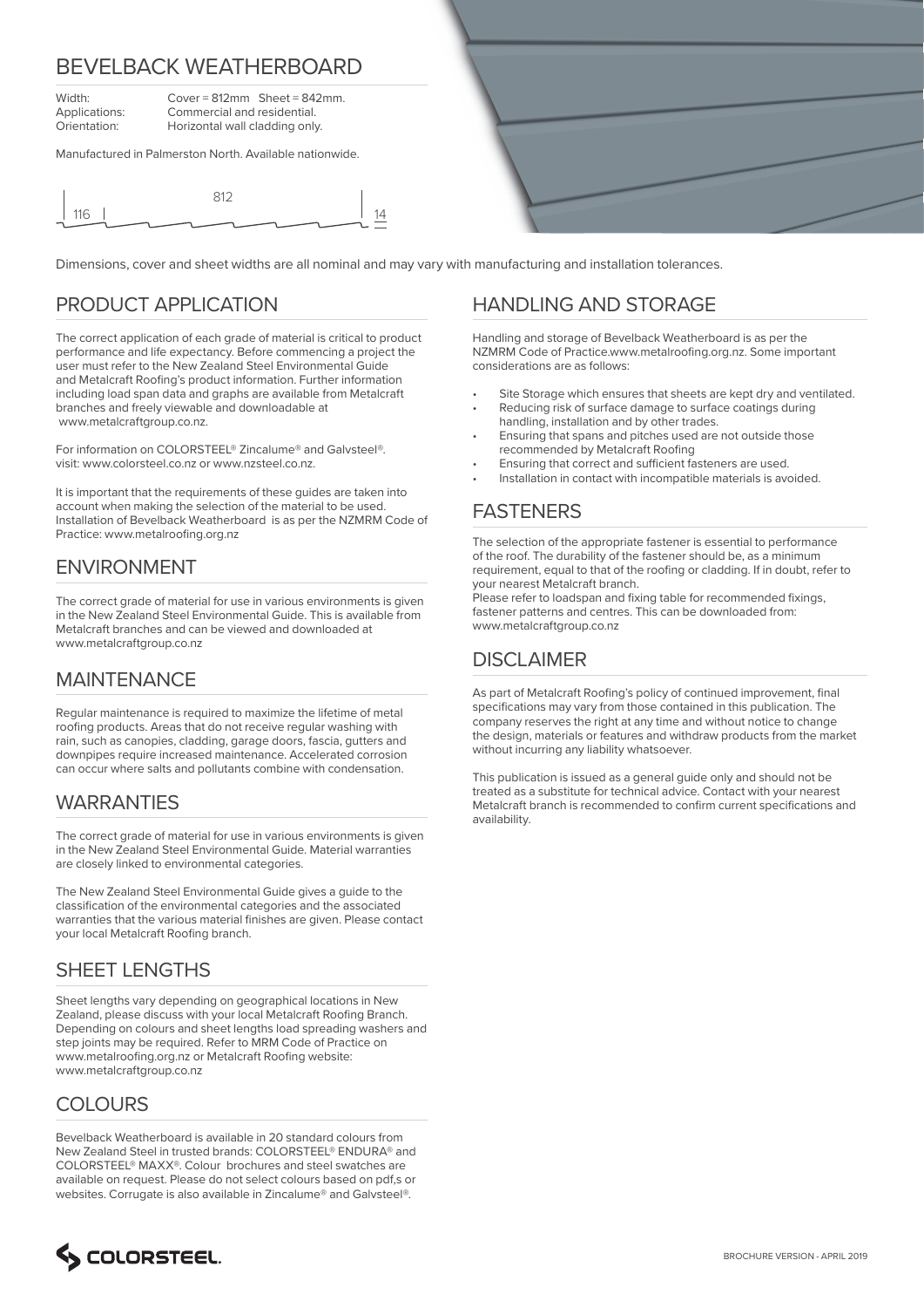# BEVELBACK WEATHERBOARD

| | |
|---|---|
| Width: | Cover = 812mm Sheet = 842mm. |
| Applications: | Commercial and residential. |
| Orientation: | Horizontal wall cladding only. |

Manufactured in Palmerston North. Available nationwide.

812

116

14

Dimensions, cover and sheet widths are all nominal and may vary with manufacturing and installation tolerances.

## PRODUCT APPLICATION

The correct application of each grade of material is critical to product performance and life expectancy. Before commencing a project the user must refer to the New Zealand Steel Environmental Guide and Metalcraft Roofing's product information. Further information including load span data and graphs are available from Metalcraft branches and freely viewable and downloadable at www.metalcraftgroup.co.nz.

For information on COLORSTEEL® Zincalume® and Galvsteel®. visit: www.colorsteel.co.nz or www.nzsteel.co.nz.

It is important that the requirements of these guides are taken into account when making the selection of the material to be used. Installation of Bevelback Weatherboard is as per the NZMRM Code of Practice: www.metalroofing.org.nz

## ENVIRONMENT

The correct grade of material for use in various environments is given in the New Zealand Steel Environmental Guide. This is available from Metalcraft branches and can be viewed and downloaded at www.metalcraftgroup.co.nz

## MAINTENANCE

Regular maintenance is required to maximize the lifetime of metal roofing products. Areas that do not receive regular washing with rain, such as canopies, cladding, garage doors, fascia, gutters and downpipes require increased maintenance. Accelerated corrosion can occur where salts and pollutants combine with condensation.

## WARRANTIES

The correct grade of material for use in various environments is given in the New Zealand Steel Environmental Guide. Material warranties are closely linked to environmental categories.

The New Zealand Steel Environmental Guide gives a guide to the classification of the environmental categories and the associated warranties that the various material finishes are given. Please contact your local Metalcraft Roofing branch.

## SHEET LENGTHS

Sheet lengths vary depending on geographical locations in New Zealand, please discuss with your local Metalcraft Roofing Branch. Depending on colours and sheet lengths load spreading washers and step joints may be required. Refer to MRM Code of Practice on www.metalroofing.org.nz or Metalcraft Roofing website: www.metalcraftgroup.co.nz

## COLOURS

Bevelback Weatherboard is available in 20 standard colours from New Zealand Steel in trusted brands: COLORSTEEL® ENDURA® and COLORSTEEL® MAXX®. Colour brochures and steel swatches are available on request. Please do not select colours based on pdf,s or websites. Corrugate is also available in Zincalume® and Galvsteel®.

## HANDLING AND STORAGE

Handling and storage of Bevelback Weatherboard is as per the NZMRM Code of Practice.www.metalroofing.org.nz. Some important considerations are as follows:

- Site Storage which ensures that sheets are kept dry and ventilated.
- Reducing risk of surface damage to surface coatings during handling, installation and by other trades.
- Ensuring that spans and pitches used are not outside those recommended by Metalcraft Roofing
- Ensuring that correct and sufficient fasteners are used.
- Installation in contact with incompatible materials is avoided.

## FASTENERS

The selection of the appropriate fastener is essential to performance of the roof. The durability of the fastener should be, as a minimum requirement, equal to that of the roofing or cladding. If in doubt, refer to your nearest Metalcraft branch.
Please refer to loadspan and fixing table for recommended fixings, fastener patterns and centres. This can be downloaded from: www.metalcraftgroup.co.nz

## DISCLAIMER

As part of Metalcraft Roofing's policy of continued improvement, final specifications may vary from those contained in this publication. The company reserves the right at any time and without notice to change the design, materials or features and withdraw products from the market without incurring any liability whatsoever.

This publication is issued as a general guide only and should not be treated as a substitute for technical advice. Contact with your nearest Metalcraft branch is recommended to confirm current specifications and availability.

COLORSTEEL.

BROCHURE VERSION - APRIL 2019